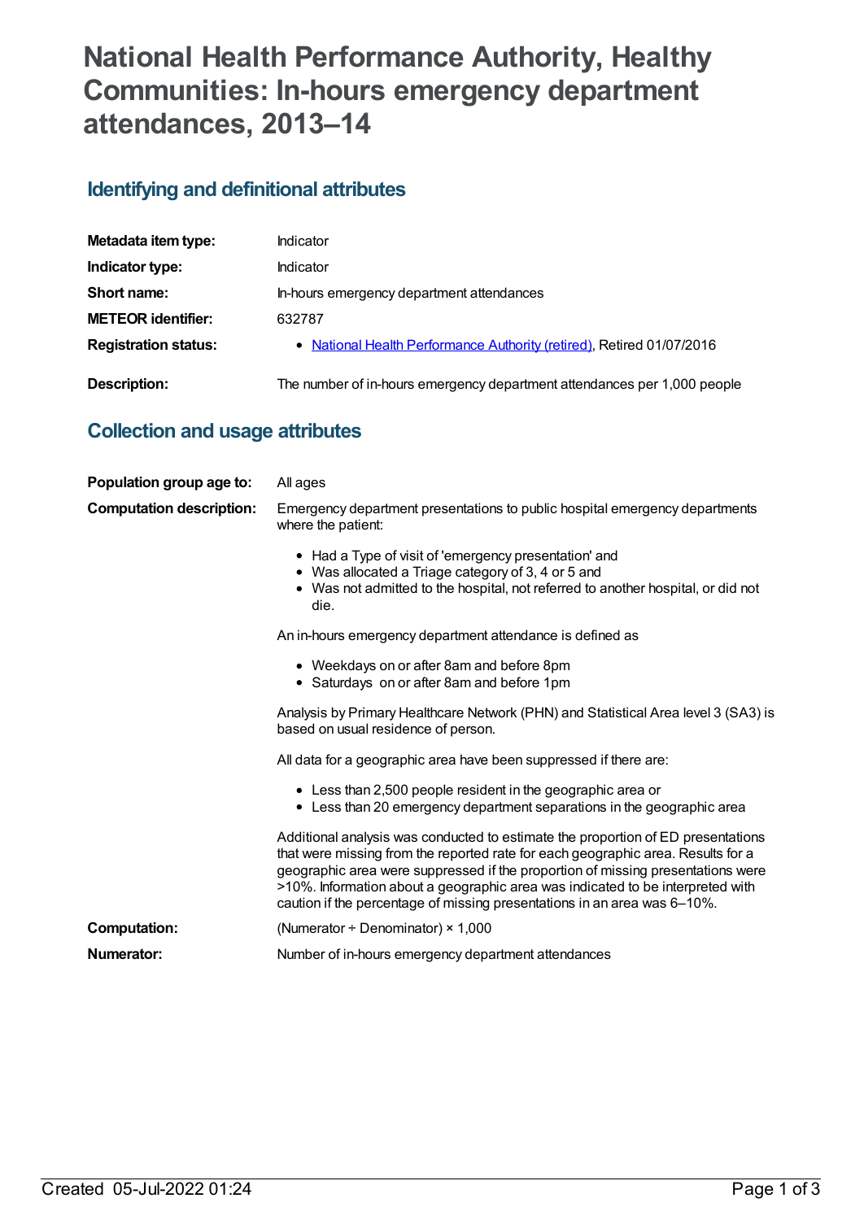# National Health Performance Authority, Healthy Communities: In-hours emergency department attendances, 2013–14

## Identifying and definitional attributes

| | |
|---|---|
| **Metadata item type:** | Indicator |
| **Indicator type:** | Indicator |
| **Short name:** | In-hours emergency department attendances |
| **METEOR identifier:** | 632787 |
| **Registration status:** | • National Health Performance Authority (retired), Retired 01/07/2016 |
| **Description:** | The number of in-hours emergency department attendances per 1,000 people |

## Collection and usage attributes

**Population group age to:** All ages

**Computation description:** Emergency department presentations to public hospital emergency departments where the patient:

- Had a Type of visit of 'emergency presentation' and
- Was allocated a Triage category of 3, 4 or 5 and
- Was not admitted to the hospital, not referred to another hospital, or did not die.

An in-hours emergency department attendance is defined as

- Weekdays on or after 8am and before 8pm
- Saturdays on or after 8am and before 1pm

Analysis by Primary Healthcare Network (PHN) and Statistical Area level 3 (SA3) is based on usual residence of person.

All data for a geographic area have been suppressed if there are:

- Less than 2,500 people resident in the geographic area or
- Less than 20 emergency department separations in the geographic area

Additional analysis was conducted to estimate the proportion of ED presentations that were missing from the reported rate for each geographic area. Results for a geographic area were suppressed if the proportion of missing presentations were >10%. Information about a geographic area was indicated to be interpreted with caution if the percentage of missing presentations in an area was 6–10%.

**Computation:** (Numerator ÷ Denominator) × 1,000

**Numerator:** Number of in-hours emergency department attendances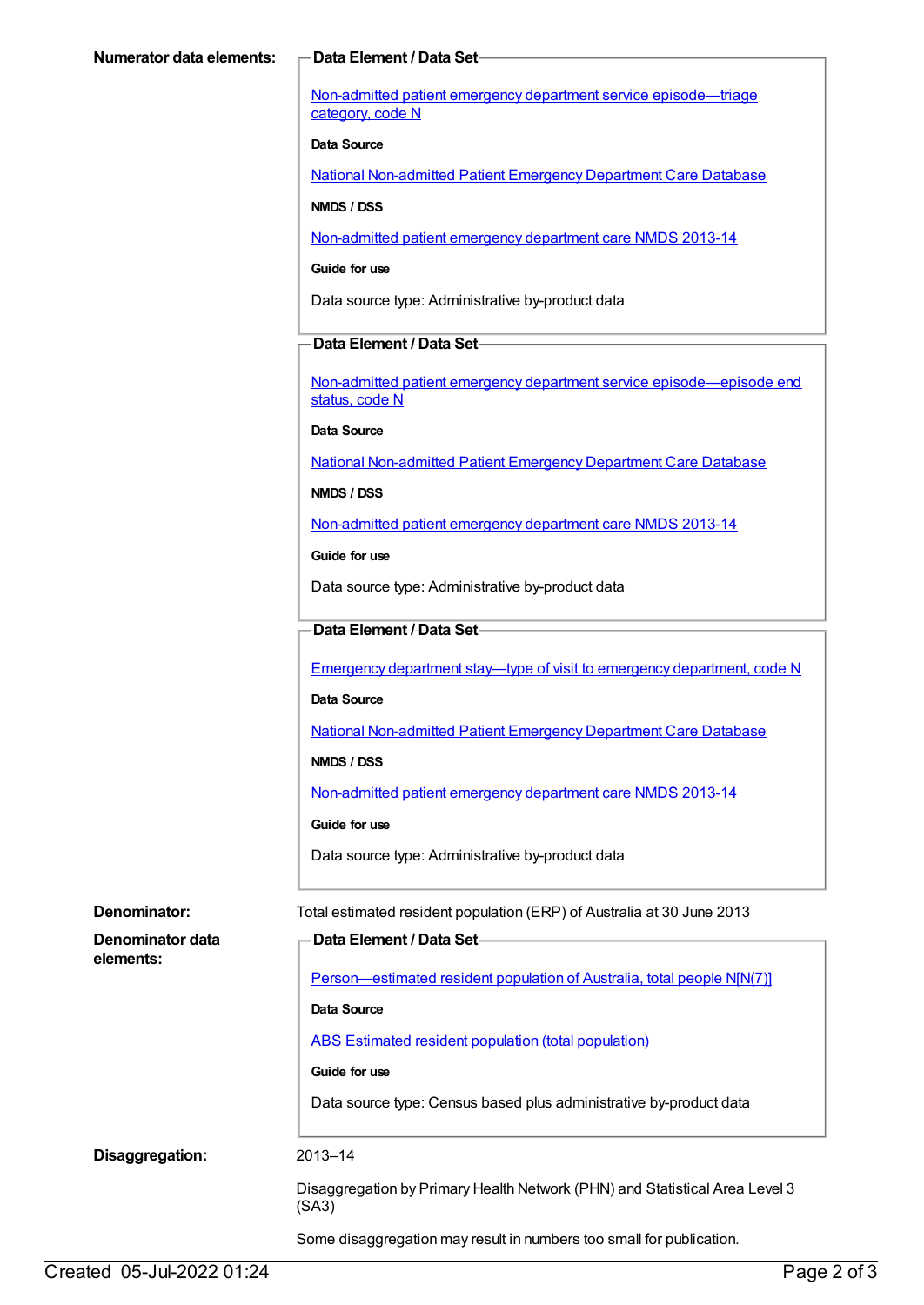**Numerator data elements:**

**Data Element / Data Set**

Non-admitted patient emergency department service episode—triage category, code N

**Data Source**

National Non-admitted Patient Emergency Department Care Database

**NMDS / DSS**

Non-admitted patient emergency department care NMDS 2013-14

**Guide for use**

Data source type: Administrative by-product data

**Data Element / Data Set**

Non-admitted patient emergency department service episode—episode end status, code N

**Data Source**

National Non-admitted Patient Emergency Department Care Database

**NMDS / DSS**

Non-admitted patient emergency department care NMDS 2013-14

**Guide for use**

Data source type: Administrative by-product data

**Data Element / Data Set**

Emergency department stay—type of visit to emergency department, code N

**Data Source**

National Non-admitted Patient Emergency Department Care Database

**NMDS / DSS**

Non-admitted patient emergency department care NMDS 2013-14

**Guide for use**

Data source type: Administrative by-product data

**Denominator:** Total estimated resident population (ERP) of Australia at 30 June 2013

**Denominator data elements:**

**Data Element / Data Set**

Person—estimated resident population of Australia, total people N[N(7)]

**Data Source**

ABS Estimated resident population (total population)

**Guide for use**

Data source type: Census based plus administrative by-product data

**Disaggregation:** 2013–14

Disaggregation by Primary Health Network (PHN) and Statistical Area Level 3 (SA3)

Some disaggregation may result in numbers too small for publication.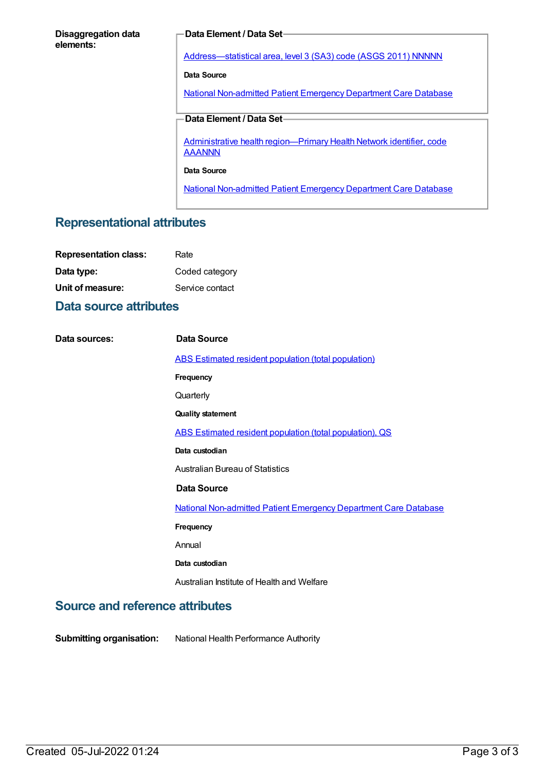**Disaggregation data elements:**

**Data Element / Data Set**

Address—statistical area, level 3 (SA3) code (ASGS 2011) NNNNN

**Data Source**

National Non-admitted Patient Emergency Department Care Database

**Data Element / Data Set**

Administrative health region—Primary Health Network identifier, code AAANNN

**Data Source**

National Non-admitted Patient Emergency Department Care Database

## Representational attributes

**Representation class:** Rate

**Data type:** Coded category

**Unit of measure:** Service contact

## Data source attributes

**Data sources:**

**Data Source**

ABS Estimated resident population (total population)

**Frequency**

Quarterly

**Quality statement**

ABS Estimated resident population (total population), QS

**Data custodian**

Australian Bureau of Statistics

**Data Source**

National Non-admitted Patient Emergency Department Care Database

**Frequency**

Annual

**Data custodian**

Australian Institute of Health and Welfare

## Source and reference attributes

**Submitting organisation:** National Health Performance Authority